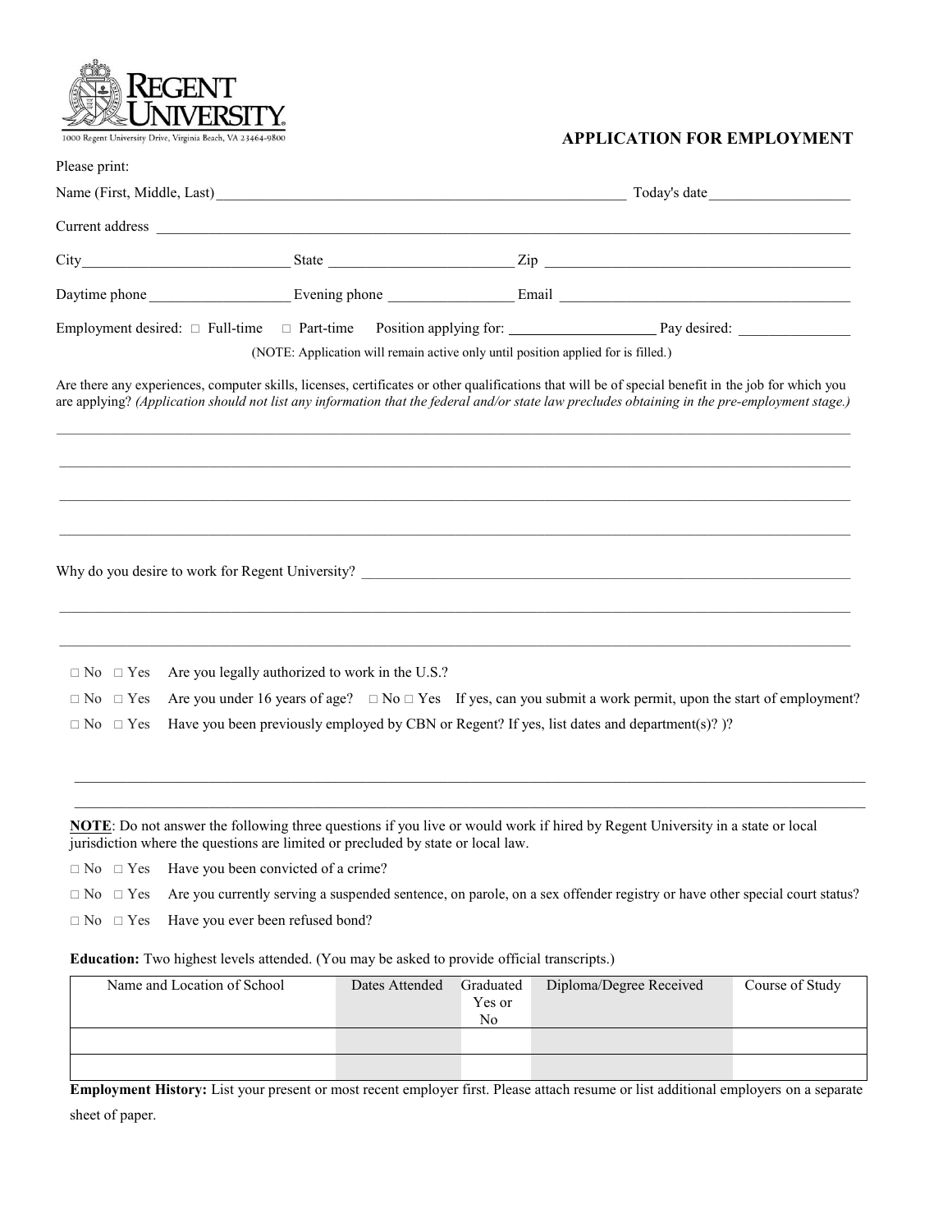REGENT UNIVERSITY

1000 Regent University Drive, Virginia Beach, VA 23464-9800

## APPLICATION FOR EMPLOYMENT

Please print:

Name (First, Middle, Last)________________________________________________________ Today's date___________________

Current address ____________________________________________________________________________________________

City___________________________ State ________________________ Zip ________________________________________

Daytime phone ___________________ Evening phone _________________ Email ______________________________________

Employment desired: □ Full-time □ Part-time Position applying for: ____________________ Pay desired: _______________

(NOTE: Application will remain active only until position applied for is filled.)

Are there any experiences, computer skills, licenses, certificates or other qualifications that will be of special benefit in the job for which you are applying? *(Application should not list any information that the federal and/or state law precludes obtaining in the pre-employment stage.)*

______________________________________________________________________________________________________

______________________________________________________________________________________________________

______________________________________________________________________________________________________

______________________________________________________________________________________________________

Why do you desire to work for Regent University? ____________________________________________________________

______________________________________________________________________________________________________

______________________________________________________________________________________________________

□ No □ Yes Are you legally authorized to work in the U.S.?

□ No □ Yes Are you under 16 years of age? □ No □ Yes If yes, can you submit a work permit, upon the start of employment?

□ No □ Yes Have you been previously employed by CBN or Regent? If yes, list dates and department(s)? )?

______________________________________________________________________________________________________

______________________________________________________________________________________________________

**NOTE**: Do not answer the following three questions if you live or would work if hired by Regent University in a state or local jurisdiction where the questions are limited or precluded by state or local law.

□ No □ Yes Have you been convicted of a crime?

□ No □ Yes Are you currently serving a suspended sentence, on parole, on a sex offender registry or have other special court status?

□ No □ Yes Have you ever been refused bond?

**Education:** Two highest levels attended. (You may be asked to provide official transcripts.)

| Name and Location of School | Dates Attended | Graduated Yes or No | Diploma/Degree Received | Course of Study |
|---|---|---|---|---|
| | | | | |
| | | | | |

**Employment History:** List your present or most recent employer first. Please attach resume or list additional employers on a separate sheet of paper.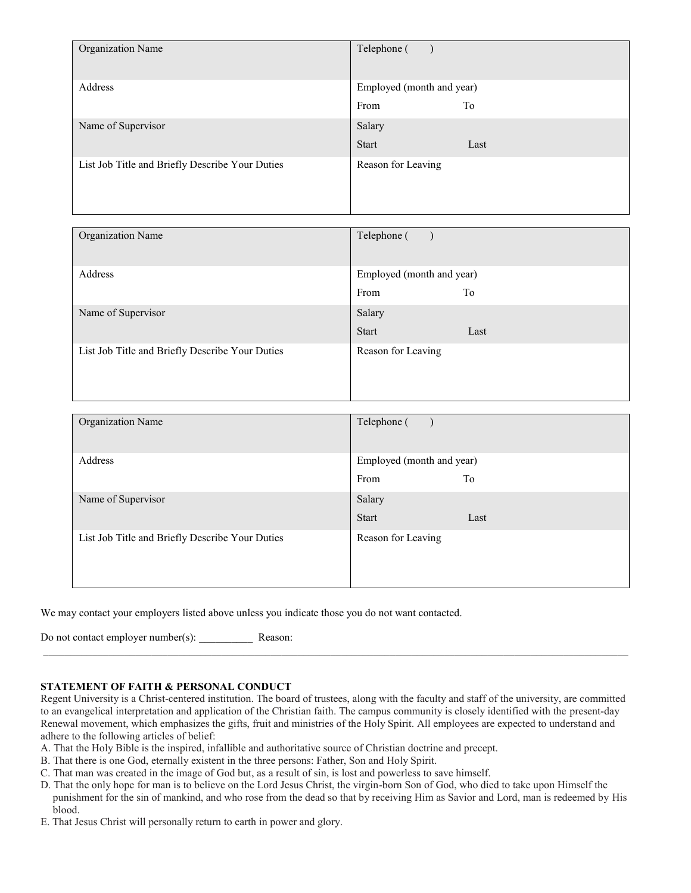| Organization Name | Telephone (      ) |
| --- | --- |
| Address | Employed (month and year)<br>From                    To |
| Name of Supervisor | Salary<br>Start                    Last |
| List Job Title and Briefly Describe Your Duties | Reason for Leaving |

| Organization Name | Telephone (      ) |
| --- | --- |
| Address | Employed (month and year)<br>From                    To |
| Name of Supervisor | Salary<br>Start                    Last |
| List Job Title and Briefly Describe Your Duties | Reason for Leaving |

| Organization Name | Telephone (      ) |
| --- | --- |
| Address | Employed (month and year)<br>From                    To |
| Name of Supervisor | Salary<br>Start                    Last |
| List Job Title and Briefly Describe Your Duties | Reason for Leaving |

We may contact your employers listed above unless you indicate those you do not want contacted.

Do not contact employer number(s): __________ Reason: ___________________________________________

**STATEMENT OF FAITH & PERSONAL CONDUCT**

Regent University is a Christ-centered institution. The board of trustees, along with the faculty and staff of the university, are committed to an evangelical interpretation and application of the Christian faith. The campus community is closely identified with the present-day Renewal movement, which emphasizes the gifts, fruit and ministries of the Holy Spirit. All employees are expected to understand and adhere to the following articles of belief:

A. That the Holy Bible is the inspired, infallible and authoritative source of Christian doctrine and precept.
B. That there is one God, eternally existent in the three persons: Father, Son and Holy Spirit.
C. That man was created in the image of God but, as a result of sin, is lost and powerless to save himself.
D. That the only hope for man is to believe on the Lord Jesus Christ, the virgin-born Son of God, who died to take upon Himself the punishment for the sin of mankind, and who rose from the dead so that by receiving Him as Savior and Lord, man is redeemed by His blood.
E. That Jesus Christ will personally return to earth in power and glory.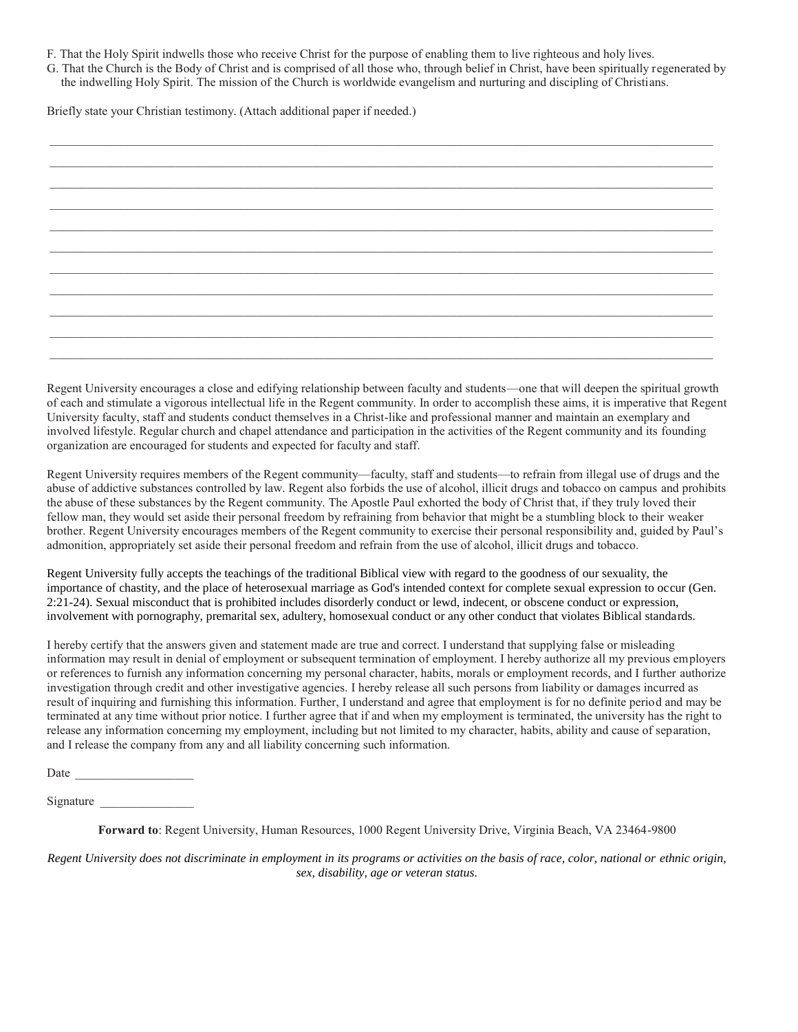F. That the Holy Spirit indwells those who receive Christ for the purpose of enabling them to live righteous and holy lives.

G. That the Church is the Body of Christ and is comprised of all those who, through belief in Christ, have been spiritually regenerated by the indwelling Holy Spirit. The mission of the Church is worldwide evangelism and nurturing and discipling of Christians.

Briefly state your Christian testimony. (Attach additional paper if needed.)

_______________________________________________________________________________________________

_______________________________________________________________________________________________

_______________________________________________________________________________________________

_______________________________________________________________________________________________

_______________________________________________________________________________________________

_______________________________________________________________________________________________

_______________________________________________________________________________________________

_______________________________________________________________________________________________

_______________________________________________________________________________________________

_______________________________________________________________________________________________

_______________________________________________________________________________________________

Regent University encourages a close and edifying relationship between faculty and students—one that will deepen the spiritual growth of each and stimulate a vigorous intellectual life in the Regent community. In order to accomplish these aims, it is imperative that Regent University faculty, staff and students conduct themselves in a Christ-like and professional manner and maintain an exemplary and involved lifestyle. Regular church and chapel attendance and participation in the activities of the Regent community and its founding organization are encouraged for students and expected for faculty and staff.

Regent University requires members of the Regent community—faculty, staff and students—to refrain from illegal use of drugs and the abuse of addictive substances controlled by law. Regent also forbids the use of alcohol, illicit drugs and tobacco on campus and prohibits the abuse of these substances by the Regent community. The Apostle Paul exhorted the body of Christ that, if they truly loved their fellow man, they would set aside their personal freedom by refraining from behavior that might be a stumbling block to their weaker brother. Regent University encourages members of the Regent community to exercise their personal responsibility and, guided by Paul's admonition, appropriately set aside their personal freedom and refrain from the use of alcohol, illicit drugs and tobacco.

Regent University fully accepts the teachings of the traditional Biblical view with regard to the goodness of our sexuality, the importance of chastity, and the place of heterosexual marriage as God's intended context for complete sexual expression to occur (Gen. 2:21-24). Sexual misconduct that is prohibited includes disorderly conduct or lewd, indecent, or obscene conduct or expression, involvement with pornography, premarital sex, adultery, homosexual conduct or any other conduct that violates Biblical standards.

I hereby certify that the answers given and statement made are true and correct. I understand that supplying false or misleading information may result in denial of employment or subsequent termination of employment. I hereby authorize all my previous employers or references to furnish any information concerning my personal character, habits, morals or employment records, and I further authorize investigation through credit and other investigative agencies. I hereby release all such persons from liability or damages incurred as result of inquiring and furnishing this information. Further, I understand and agree that employment is for no definite period and may be terminated at any time without prior notice. I further agree that if and when my employment is terminated, the university has the right to release any information concerning my employment, including but not limited to my character, habits, ability and cause of separation, and I release the company from any and all liability concerning such information.

Date ___________________

Signature _______________

**Forward to**: Regent University, Human Resources, 1000 Regent University Drive, Virginia Beach, VA 23464-9800

*Regent University does not discriminate in employment in its programs or activities on the basis of race, color, national or ethnic origin, sex, disability, age or veteran status.*